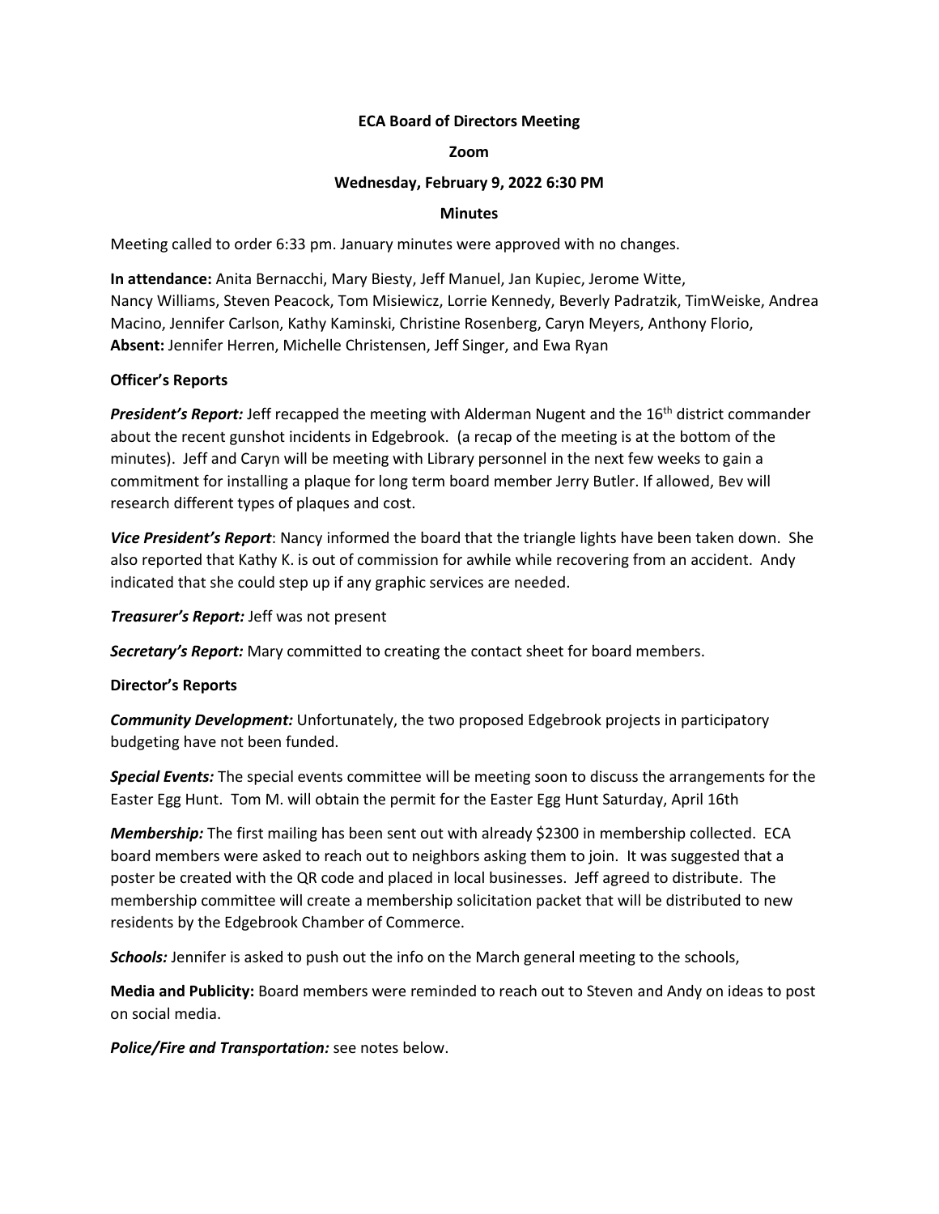**ECA Board of Directors Meeting**

**Zoom**

**Wednesday, February 9, 2022 6:30 PM**

**Minutes**

Meeting called to order 6:33 pm. January minutes were approved with no changes.

**In attendance:** Anita Bernacchi, Mary Biesty, Jeff Manuel, Jan Kupiec, Jerome Witte, Nancy Williams, Steven Peacock, Tom Misiewicz, Lorrie Kennedy, Beverly Padratzik, TimWeiske, Andrea Macino, Jennifer Carlson, Kathy Kaminski, Christine Rosenberg, Caryn Meyers, Anthony Florio,
**Absent:** Jennifer Herren, Michelle Christensen, Jeff Singer, and Ewa Ryan

**Officer's Reports**

***President's Report:*** Jeff recapped the meeting with Alderman Nugent and the 16th district commander about the recent gunshot incidents in Edgebrook. (a recap of the meeting is at the bottom of the minutes). Jeff and Caryn will be meeting with Library personnel in the next few weeks to gain a commitment for installing a plaque for long term board member Jerry Butler. If allowed, Bev will research different types of plaques and cost.

***Vice President's Report***: Nancy informed the board that the triangle lights have been taken down. She also reported that Kathy K. is out of commission for awhile while recovering from an accident. Andy indicated that she could step up if any graphic services are needed.

***Treasurer's Report:*** Jeff was not present

***Secretary's Report:*** Mary committed to creating the contact sheet for board members.

**Director's Reports**

***Community Development:*** Unfortunately, the two proposed Edgebrook projects in participatory budgeting have not been funded.

***Special Events:*** The special events committee will be meeting soon to discuss the arrangements for the Easter Egg Hunt. Tom M. will obtain the permit for the Easter Egg Hunt Saturday, April 16th

***Membership:*** The first mailing has been sent out with already $2300 in membership collected. ECA board members were asked to reach out to neighbors asking them to join. It was suggested that a poster be created with the QR code and placed in local businesses. Jeff agreed to distribute. The membership committee will create a membership solicitation packet that will be distributed to new residents by the Edgebrook Chamber of Commerce.

***Schools:*** Jennifer is asked to push out the info on the March general meeting to the schools,

**Media and Publicity:** Board members were reminded to reach out to Steven and Andy on ideas to post on social media.

***Police/Fire and Transportation:*** see notes below.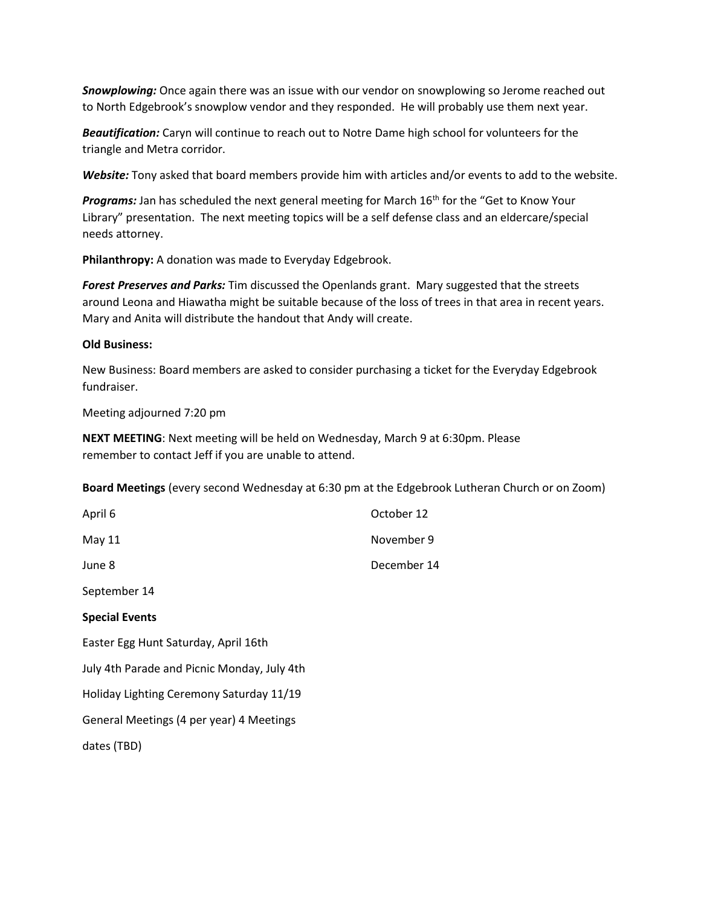***Snowplowing:*** Once again there was an issue with our vendor on snowplowing so Jerome reached out to North Edgebrook's snowplow vendor and they responded. He will probably use them next year.

***Beautification:*** Caryn will continue to reach out to Notre Dame high school for volunteers for the triangle and Metra corridor.

***Website:*** Tony asked that board members provide him with articles and/or events to add to the website.

***Programs:*** Jan has scheduled the next general meeting for March 16th for the "Get to Know Your Library" presentation. The next meeting topics will be a self defense class and an eldercare/special needs attorney.

**Philanthropy:** A donation was made to Everyday Edgebrook.

***Forest Preserves and Parks:*** Tim discussed the Openlands grant. Mary suggested that the streets around Leona and Hiawatha might be suitable because of the loss of trees in that area in recent years. Mary and Anita will distribute the handout that Andy will create.

**Old Business:**

New Business: Board members are asked to consider purchasing a ticket for the Everyday Edgebrook fundraiser.

Meeting adjourned 7:20 pm

**NEXT MEETING**: Next meeting will be held on Wednesday, March 9 at 6:30pm. Please remember to contact Jeff if you are unable to attend.

**Board Meetings** (every second Wednesday at 6:30 pm at the Edgebrook Lutheran Church or on Zoom)

April 6

May 11

June 8

September 14

October 12

November 9

December 14

**Special Events**

Easter Egg Hunt Saturday, April 16th

July 4th Parade and Picnic Monday, July 4th

Holiday Lighting Ceremony Saturday 11/19

General Meetings (4 per year) 4 Meetings dates (TBD)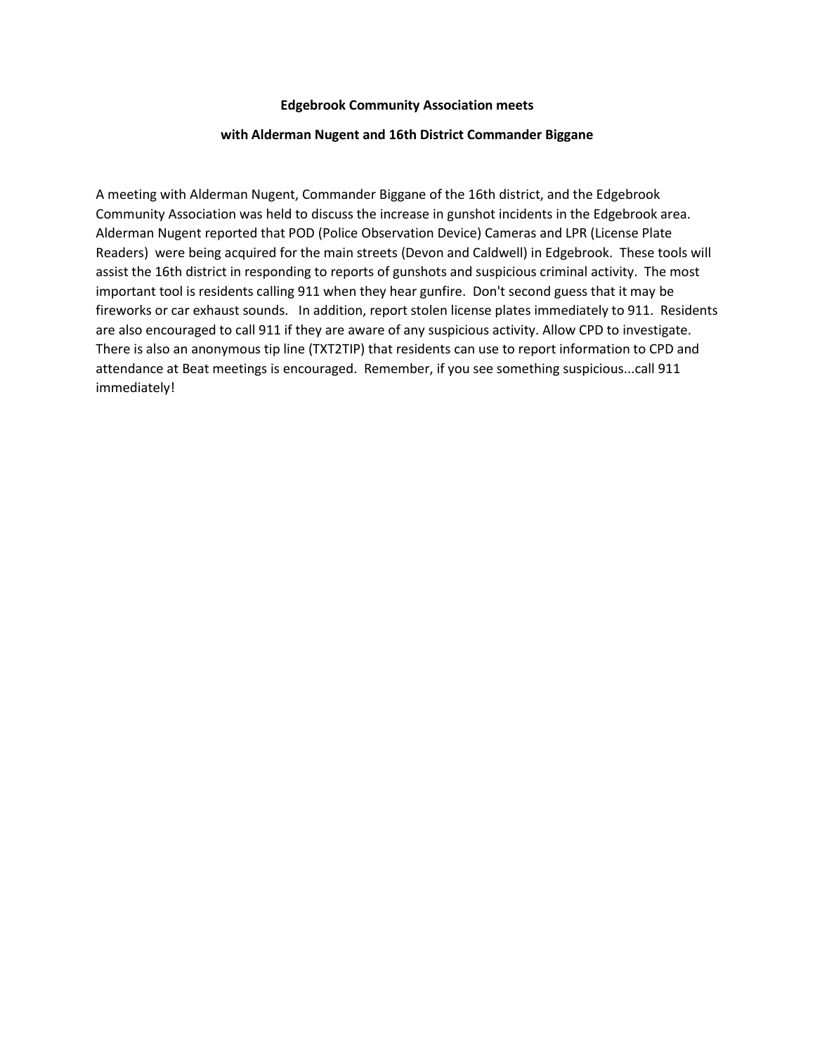**Edgebrook Community Association meets**

**with Alderman Nugent and 16th District Commander Biggane**

A meeting with Alderman Nugent, Commander Biggane of the 16th district, and the Edgebrook Community Association was held to discuss the increase in gunshot incidents in the Edgebrook area. Alderman Nugent reported that POD (Police Observation Device) Cameras and LPR (License Plate Readers) were being acquired for the main streets (Devon and Caldwell) in Edgebrook. These tools will assist the 16th district in responding to reports of gunshots and suspicious criminal activity. The most important tool is residents calling 911 when they hear gunfire. Don't second guess that it may be fireworks or car exhaust sounds. In addition, report stolen license plates immediately to 911. Residents are also encouraged to call 911 if they are aware of any suspicious activity. Allow CPD to investigate. There is also an anonymous tip line (TXT2TIP) that residents can use to report information to CPD and attendance at Beat meetings is encouraged. Remember, if you see something suspicious...call 911 immediately!